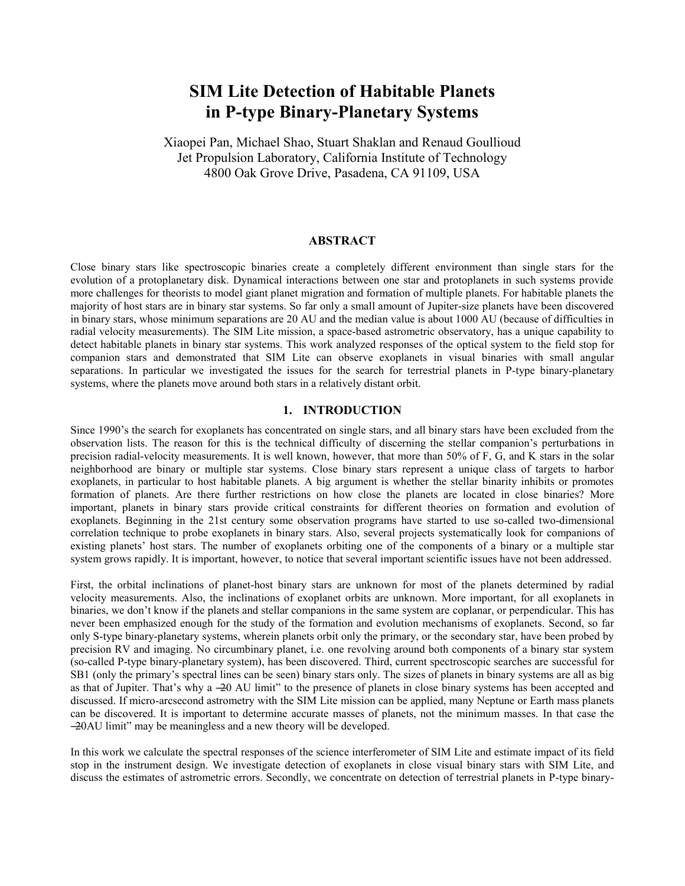# SIM Lite Detection of Habitable Planets in P-type Binary-Planetary Systems

Xiaopei Pan, Michael Shao, Stuart Shaklan and Renaud Goullioud
Jet Propulsion Laboratory, California Institute of Technology
4800 Oak Grove Drive, Pasadena, CA 91109, USA

## ABSTRACT

Close binary stars like spectroscopic binaries create a completely different environment than single stars for the evolution of a protoplanetary disk. Dynamical interactions between one star and protoplanets in such systems provide more challenges for theorists to model giant planet migration and formation of multiple planets. For habitable planets the majority of host stars are in binary star systems. So far only a small amount of Jupiter-size planets have been discovered in binary stars, whose minimum separations are 20 AU and the median value is about 1000 AU (because of difficulties in radial velocity measurements). The SIM Lite mission, a space-based astrometric observatory, has a unique capability to detect habitable planets in binary star systems. This work analyzed responses of the optical system to the field stop for companion stars and demonstrated that SIM Lite can observe exoplanets in visual binaries with small angular separations. In particular we investigated the issues for the search for terrestrial planets in P-type binary-planetary systems, where the planets move around both stars in a relatively distant orbit.

## 1. INTRODUCTION

Since 1990's the search for exoplanets has concentrated on single stars, and all binary stars have been excluded from the observation lists. The reason for this is the technical difficulty of discerning the stellar companion's perturbations in precision radial-velocity measurements. It is well known, however, that more than 50% of F, G, and K stars in the solar neighborhood are binary or multiple star systems. Close binary stars represent a unique class of targets to harbor exoplanets, in particular to host habitable planets. A big argument is whether the stellar binarity inhibits or promotes formation of planets. Are there further restrictions on how close the planets are located in close binaries? More important, planets in binary stars provide critical constraints for different theories on formation and evolution of exoplanets. Beginning in the 21st century some observation programs have started to use so-called two-dimensional correlation technique to probe exoplanets in binary stars. Also, several projects systematically look for companions of existing planets' host stars. The number of exoplanets orbiting one of the components of a binary or a multiple star system grows rapidly. It is important, however, to notice that several important scientific issues have not been addressed.

First, the orbital inclinations of planet-host binary stars are unknown for most of the planets determined by radial velocity measurements. Also, the inclinations of exoplanet orbits are unknown. More important, for all exoplanets in binaries, we don't know if the planets and stellar companions in the same system are coplanar, or perpendicular. This has never been emphasized enough for the study of the formation and evolution mechanisms of exoplanets. Second, so far only S-type binary-planetary systems, wherein planets orbit only the primary, or the secondary star, have been probed by precision RV and imaging. No circumbinary planet, i.e. one revolving around both components of a binary star system (so-called P-type binary-planetary system), has been discovered. Third, current spectroscopic searches are successful for SB1 (only the primary's spectral lines can be seen) binary stars only. The sizes of planets in binary systems are all as big as that of Jupiter. That's why a ―20 AU limit" to the presence of planets in close binary systems has been accepted and discussed. If micro-arcsecond astrometry with the SIM Lite mission can be applied, many Neptune or Earth mass planets can be discovered. It is important to determine accurate masses of planets, not the minimum masses. In that case the ―20AU limit" may be meaningless and a new theory will be developed.

In this work we calculate the spectral responses of the science interferometer of SIM Lite and estimate impact of its field stop in the instrument design. We investigate detection of exoplanets in close visual binary stars with SIM Lite, and discuss the estimates of astrometric errors. Secondly, we concentrate on detection of terrestrial planets in P-type binary-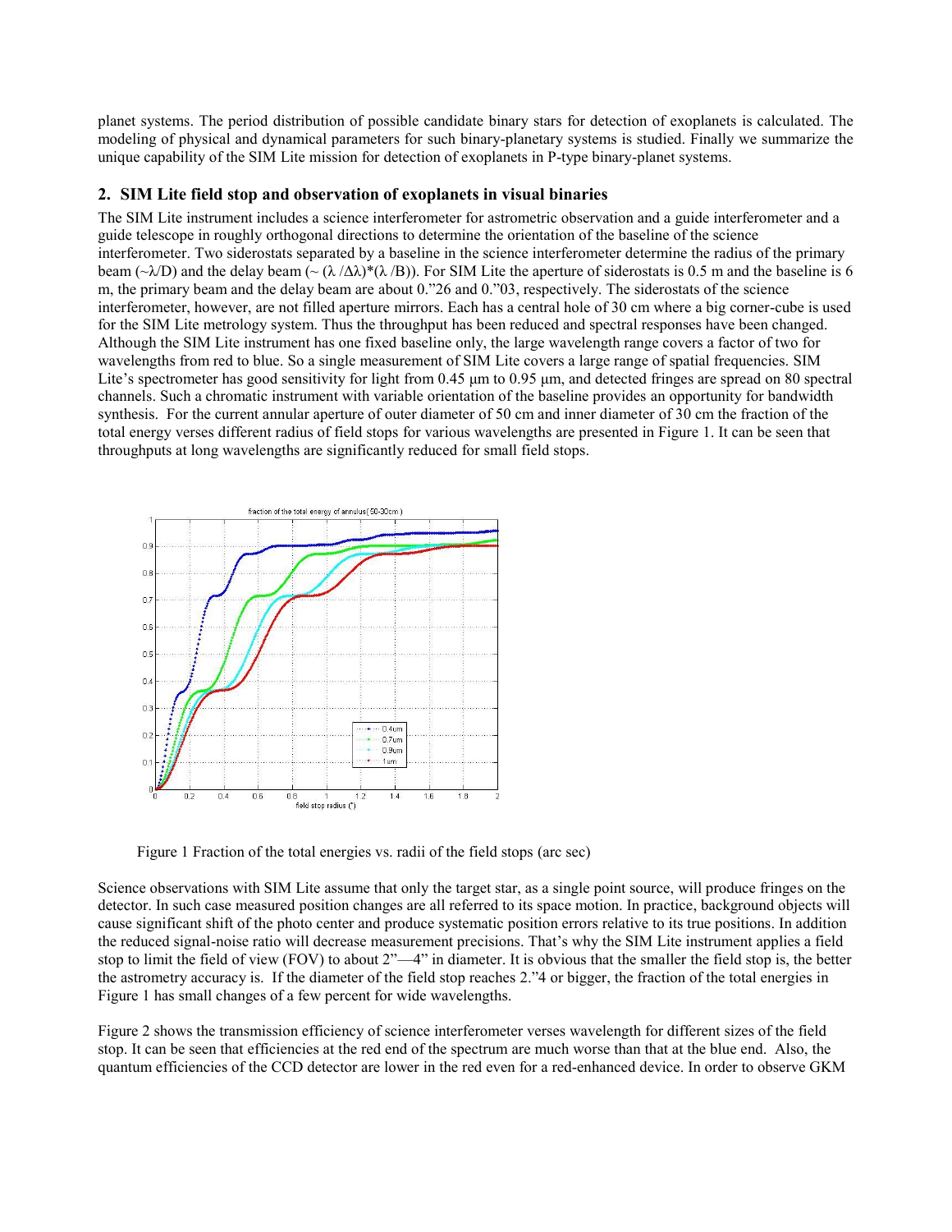planet systems. The period distribution of possible candidate binary stars for detection of exoplanets is calculated. The modeling of physical and dynamical parameters for such binary-planetary systems is studied. Finally we summarize the unique capability of the SIM Lite mission for detection of exoplanets in P-type binary-planet systems.

## 2. SIM Lite field stop and observation of exoplanets in visual binaries

The SIM Lite instrument includes a science interferometer for astrometric observation and a guide interferometer and a guide telescope in roughly orthogonal directions to determine the orientation of the baseline of the science interferometer. Two siderostats separated by a baseline in the science interferometer determine the radius of the primary beam ($\sim\lambda/D$) and the delay beam ($\sim (\lambda/\Delta\lambda)*(\lambda/B)$). For SIM Lite the aperture of siderostats is 0.5 m and the baseline is 6 m, the primary beam and the delay beam are about 0.”26 and 0.”03, respectively. The siderostats of the science interferometer, however, are not filled aperture mirrors. Each has a central hole of 30 cm where a big corner-cube is used for the SIM Lite metrology system. Thus the throughput has been reduced and spectral responses have been changed. Although the SIM Lite instrument has one fixed baseline only, the large wavelength range covers a factor of two for wavelengths from red to blue. So a single measurement of SIM Lite covers a large range of spatial frequencies. SIM Lite’s spectrometer has good sensitivity for light from 0.45 μm to 0.95 μm, and detected fringes are spread on 80 spectral channels. Such a chromatic instrument with variable orientation of the baseline provides an opportunity for bandwidth synthesis. For the current annular aperture of outer diameter of 50 cm and inner diameter of 30 cm the fraction of the total energy verses different radius of field stops for various wavelengths are presented in Figure 1. It can be seen that throughputs at long wavelengths are significantly reduced for small field stops.

Figure 1 Fraction of the total energies vs. radii of the field stops (arc sec)

Science observations with SIM Lite assume that only the target star, as a single point source, will produce fringes on the detector. In such case measured position changes are all referred to its space motion. In practice, background objects will cause significant shift of the photo center and produce systematic position errors relative to its true positions. In addition the reduced signal-noise ratio will decrease measurement precisions. That’s why the SIM Lite instrument applies a field stop to limit the field of view (FOV) to about 2”—4” in diameter. It is obvious that the smaller the field stop is, the better the astrometry accuracy is. If the diameter of the field stop reaches 2.”4 or bigger, the fraction of the total energies in Figure 1 has small changes of a few percent for wide wavelengths.

Figure 2 shows the transmission efficiency of science interferometer verses wavelength for different sizes of the field stop. It can be seen that efficiencies at the red end of the spectrum are much worse than that at the blue end. Also, the quantum efficiencies of the CCD detector are lower in the red even for a red-enhanced device. In order to observe GKM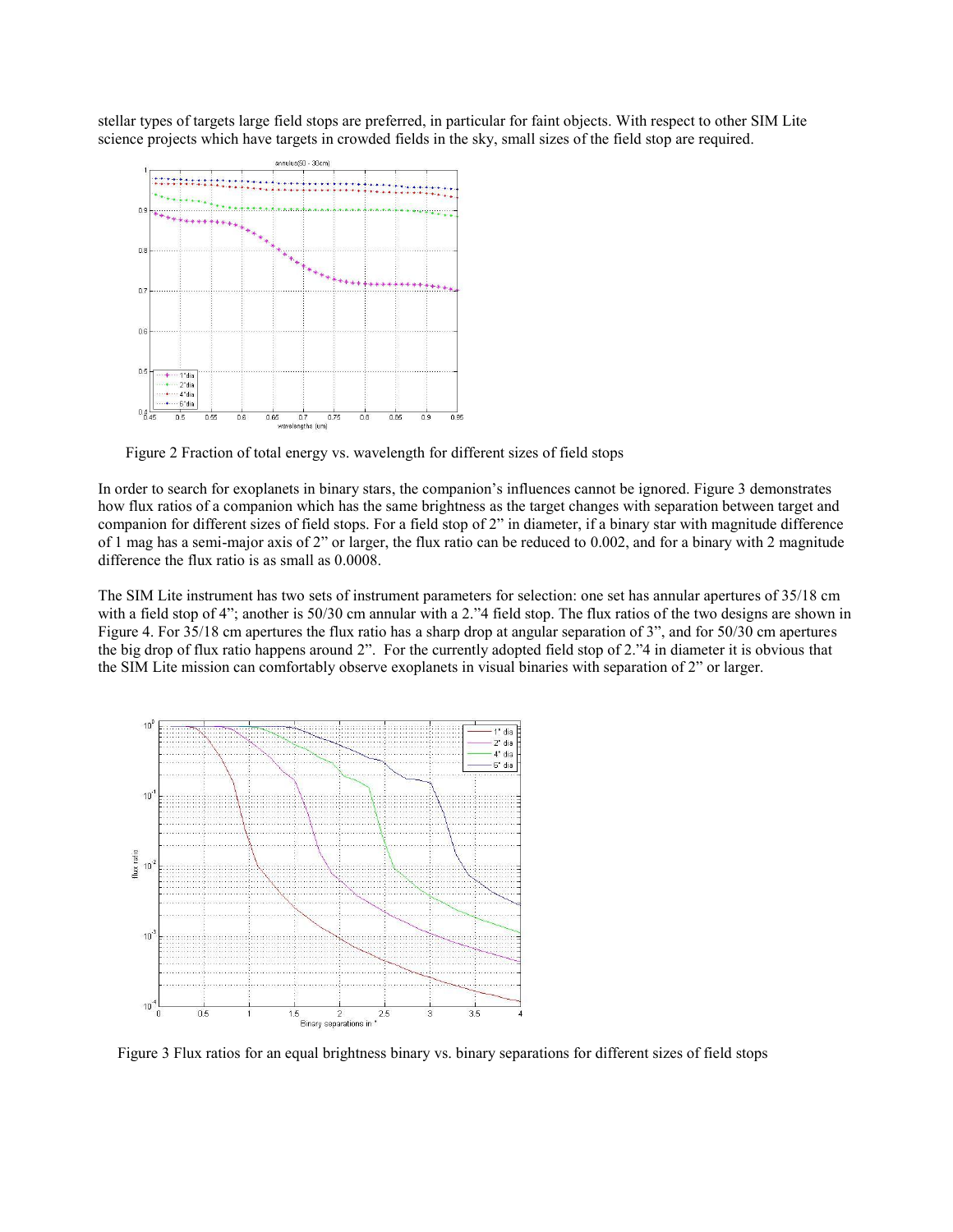stellar types of targets large field stops are preferred, in particular for faint objects. With respect to other SIM Lite science projects which have targets in crowded fields in the sky, small sizes of the field stop are required.

Figure 2 Fraction of total energy vs. wavelength for different sizes of field stops

In order to search for exoplanets in binary stars, the companion's influences cannot be ignored. Figure 3 demonstrates how flux ratios of a companion which has the same brightness as the target changes with separation between target and companion for different sizes of field stops. For a field stop of 2" in diameter, if a binary star with magnitude difference of 1 mag has a semi-major axis of 2" or larger, the flux ratio can be reduced to 0.002, and for a binary with 2 magnitude difference the flux ratio is as small as 0.0008.

The SIM Lite instrument has two sets of instrument parameters for selection: one set has annular apertures of 35/18 cm with a field stop of 4"; another is 50/30 cm annular with a 2."4 field stop. The flux ratios of the two designs are shown in Figure 4. For 35/18 cm apertures the flux ratio has a sharp drop at angular separation of 3", and for 50/30 cm apertures the big drop of flux ratio happens around 2". For the currently adopted field stop of 2."4 in diameter it is obvious that the SIM Lite mission can comfortably observe exoplanets in visual binaries with separation of 2" or larger.

Figure 3 Flux ratios for an equal brightness binary vs. binary separations for different sizes of field stops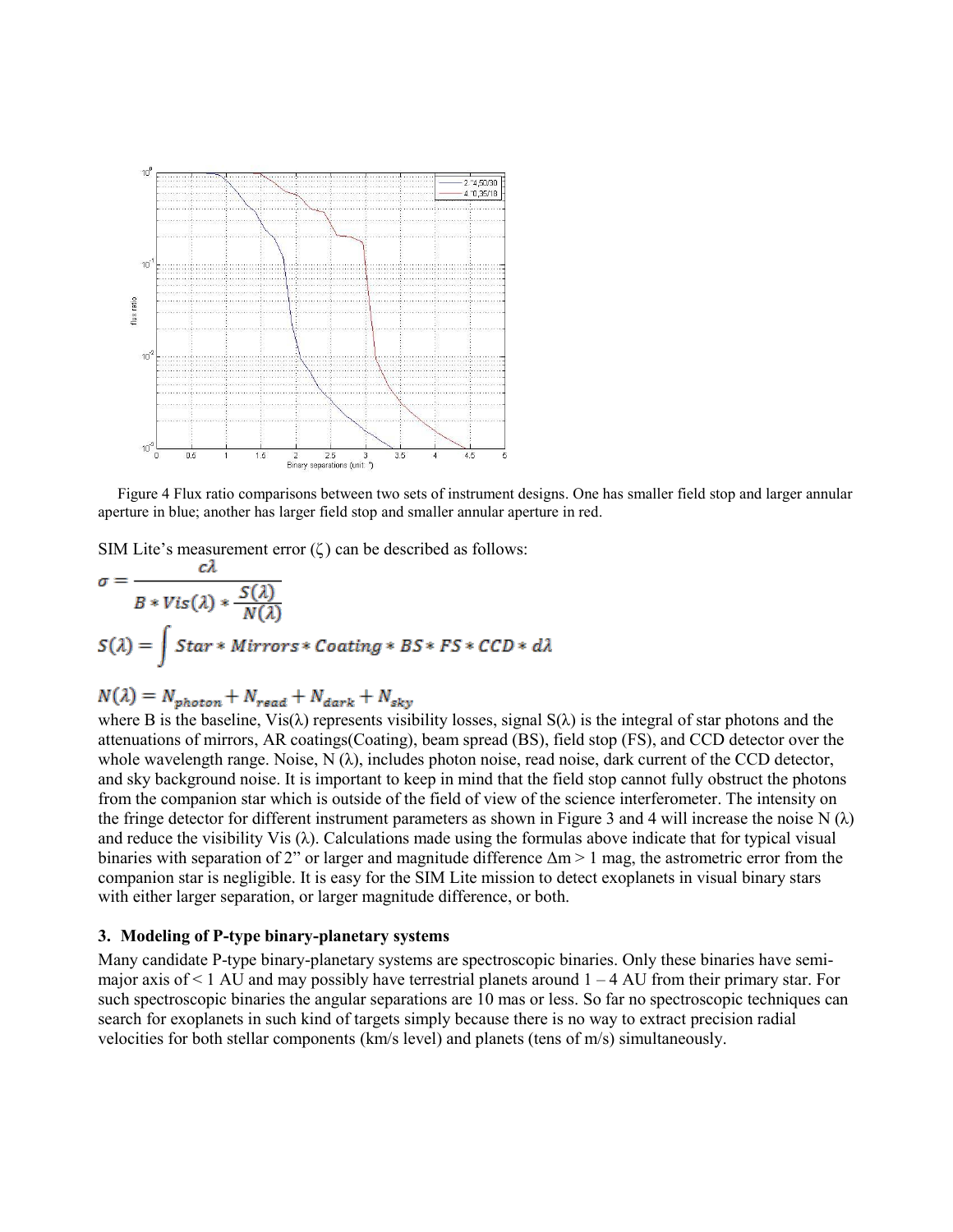Figure 4 Flux ratio comparisons between two sets of instrument designs. One has smaller field stop and larger annular aperture in blue; another has larger field stop and smaller annular aperture in red.

SIM Lite's measurement error ($\zeta$) can be described as follows:

$$\sigma = \frac{c\lambda}{B * Vis(\lambda) * \frac{S(\lambda)}{N(\lambda)}}$$

$$S(\lambda) = \int Star * Mirrors * Coating * BS * FS * CCD * d\lambda$$

$$N(\lambda) = N_{photon} + N_{read} + N_{dark} + N_{sky}$$

where B is the baseline, Vis($\lambda$) represents visibility losses, signal S($\lambda$) is the integral of star photons and the attenuations of mirrors, AR coatings(Coating), beam spread (BS), field stop (FS), and CCD detector over the whole wavelength range. Noise, N ($\lambda$), includes photon noise, read noise, dark current of the CCD detector, and sky background noise. It is important to keep in mind that the field stop cannot fully obstruct the photons from the companion star which is outside of the field of view of the science interferometer. The intensity on the fringe detector for different instrument parameters as shown in Figure 3 and 4 will increase the noise N ($\lambda$) and reduce the visibility Vis ($\lambda$). Calculations made using the formulas above indicate that for typical visual binaries with separation of 2" or larger and magnitude difference $\Delta m > 1$ mag, the astrometric error from the companion star is negligible. It is easy for the SIM Lite mission to detect exoplanets in visual binary stars with either larger separation, or larger magnitude difference, or both.

### 3. Modeling of P-type binary-planetary systems

Many candidate P-type binary-planetary systems are spectroscopic binaries. Only these binaries have semi-major axis of < 1 AU and may possibly have terrestrial planets around 1 – 4 AU from their primary star. For such spectroscopic binaries the angular separations are 10 mas or less. So far no spectroscopic techniques can search for exoplanets in such kind of targets simply because there is no way to extract precision radial velocities for both stellar components (km/s level) and planets (tens of m/s) simultaneously.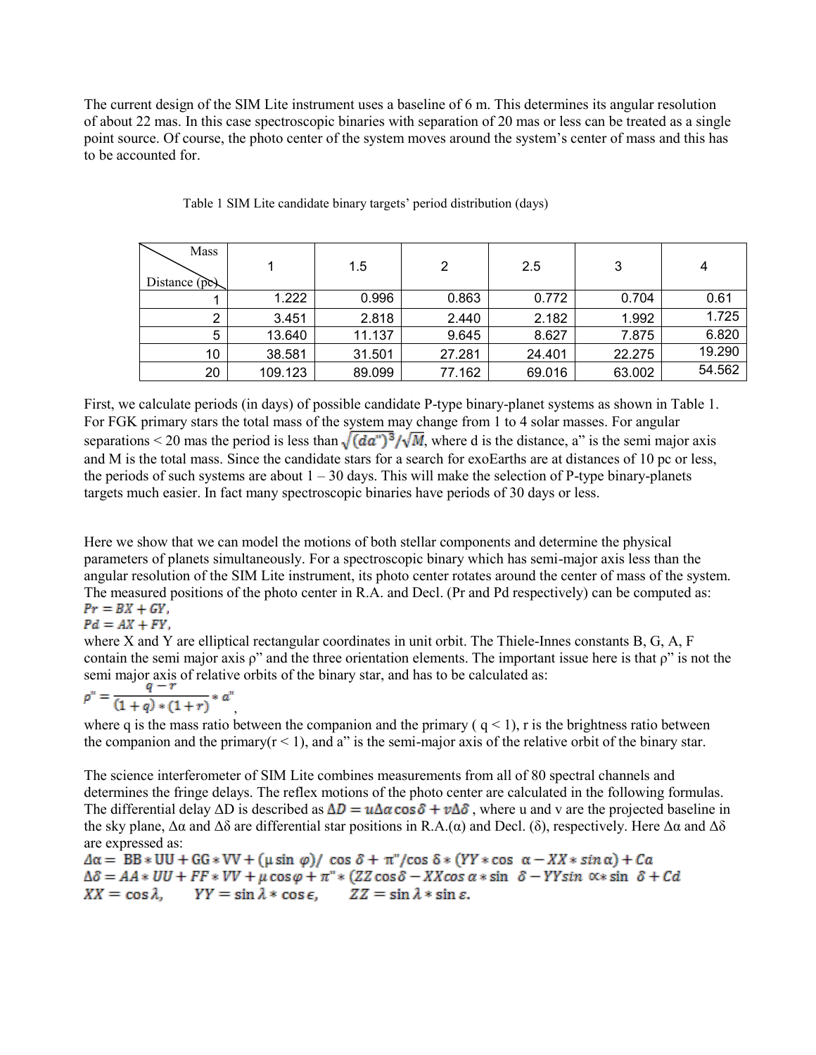The current design of the SIM Lite instrument uses a baseline of 6 m. This determines its angular resolution of about 22 mas. In this case spectroscopic binaries with separation of 20 mas or less can be treated as a single point source. Of course, the photo center of the system moves around the system's center of mass and this has to be accounted for.

Table 1 SIM Lite candidate binary targets' period distribution (days)

| Mass / Distance (pc) | 1 | 1.5 | 2 | 2.5 | 3 | 4 |
|---|---|---|---|---|---|---|
| 1 | 1.222 | 0.996 | 0.863 | 0.772 | 0.704 | 0.61 |
| 2 | 3.451 | 2.818 | 2.440 | 2.182 | 1.992 | 1.725 |
| 5 | 13.640 | 11.137 | 9.645 | 8.627 | 7.875 | 6.820 |
| 10 | 38.581 | 31.501 | 27.281 | 24.401 | 22.275 | 19.290 |
| 20 | 109.123 | 89.099 | 77.162 | 69.016 | 63.002 | 54.562 |

First, we calculate periods (in days) of possible candidate P-type binary-planet systems as shown in Table 1. For FGK primary stars the total mass of the system may change from 1 to 4 solar masses. For angular separations < 20 mas the period is less than $\sqrt{(da")^3}/\sqrt{M}$, where d is the distance, a" is the semi major axis and M is the total mass. Since the candidate stars for a search for exoEarths are at distances of 10 pc or less, the periods of such systems are about 1 – 30 days. This will make the selection of P-type binary-planets targets much easier. In fact many spectroscopic binaries have periods of 30 days or less.

Here we show that we can model the motions of both stellar components and determine the physical parameters of planets simultaneously. For a spectroscopic binary which has semi-major axis less than the angular resolution of the SIM Lite instrument, its photo center rotates around the center of mass of the system. The measured positions of the photo center in R.A. and Decl. (Pr and Pd respectively) can be computed as:

$$Pr = BX + GY,$$

$$Pd = AX + FY,$$

where X and Y are elliptical rectangular coordinates in unit orbit. The Thiele-Innes constants B, G, A, F contain the semi major axis ρ" and the three orientation elements. The important issue here is that ρ" is not the semi major axis of relative orbits of the binary star, and has to be calculated as:

$$\rho" = \frac{q - r}{(1+q)*(1+r)} * a",$$

where q is the mass ratio between the companion and the primary ( $q < 1$), r is the brightness ratio between the companion and the primary($r < 1$), and a" is the semi-major axis of the relative orbit of the binary star.

The science interferometer of SIM Lite combines measurements from all of 80 spectral channels and determines the fringe delays. The reflex motions of the photo center are calculated in the following formulas. The differential delay ΔD is described as $\Delta D = u\Delta\alpha\cos\delta + v\Delta\delta$ , where u and v are the projected baseline in the sky plane, Δα and Δδ are differential star positions in R.A.(α) and Decl. (δ), respectively. Here Δα and Δδ are expressed as:

$$\Delta\alpha = BB*UU + GG*VV + (\mu\sin\varphi)/\cos\delta + \pi"/\cos\delta*(YY*\cos\alpha - XX*\sin\alpha) + Ca$$

$$\Delta\delta = AA*UU + FF*VV + \mu\cos\varphi + \pi"*(ZZ\cos\delta - XX\cos\alpha*\sin\delta - YY\sin\alpha*\sin\delta + Cd$$

$$XX = \cos\lambda, \qquad YY = \sin\lambda*\cos\epsilon, \qquad ZZ = \sin\lambda*\sin\epsilon.$$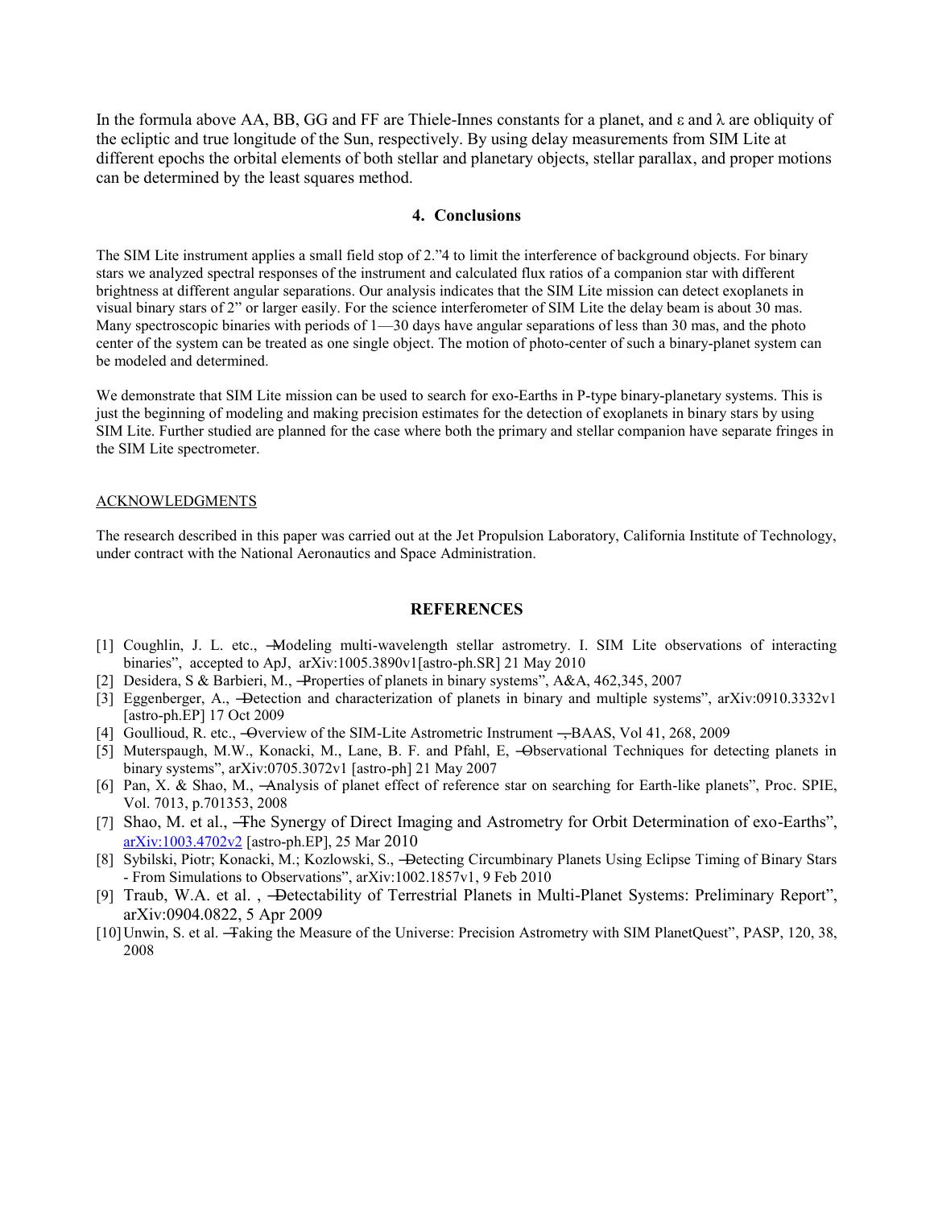In the formula above AA, BB, GG and FF are Thiele-Innes constants for a planet, and ε and λ are obliquity of the ecliptic and true longitude of the Sun, respectively. By using delay measurements from SIM Lite at different epochs the orbital elements of both stellar and planetary objects, stellar parallax, and proper motions can be determined by the least squares method.

## 4. Conclusions

The SIM Lite instrument applies a small field stop of 2.”4 to limit the interference of background objects. For binary stars we analyzed spectral responses of the instrument and calculated flux ratios of a companion star with different brightness at different angular separations. Our analysis indicates that the SIM Lite mission can detect exoplanets in visual binary stars of 2” or larger easily. For the science interferometer of SIM Lite the delay beam is about 30 mas. Many spectroscopic binaries with periods of 1—30 days have angular separations of less than 30 mas, and the photo center of the system can be treated as one single object. The motion of photo-center of such a binary-planet system can be modeled and determined.

We demonstrate that SIM Lite mission can be used to search for exo-Earths in P-type binary-planetary systems. This is just the beginning of modeling and making precision estimates for the detection of exoplanets in binary stars by using SIM Lite. Further studied are planned for the case where both the primary and stellar companion have separate fringes in the SIM Lite spectrometer.

ACKNOWLEDGMENTS

The research described in this paper was carried out at the Jet Propulsion Laboratory, California Institute of Technology, under contract with the National Aeronautics and Space Administration.

## REFERENCES

[1] Coughlin, J. L. etc., ―Modeling multi-wavelength stellar astrometry. I. SIM Lite observations of interacting binaries”, accepted to ApJ, arXiv:1005.3890v1[astro-ph.SR] 21 May 2010

[2] Desidera, S & Barbieri, M., ―Properties of planets in binary systems”, A&A, 462,345, 2007

[3] Eggenberger, A., ―Detection and characterization of planets in binary and multiple systems”, arXiv:0910.3332v1 [astro-ph.EP] 17 Oct 2009

[4] Goullioud, R. etc., ―Overview of the SIM-Lite Astrometric Instrument ―, BAAS, Vol 41, 268, 2009

[5] Muterspaugh, M.W., Konacki, M., Lane, B. F. and Pfahl, E, ―Observational Techniques for detecting planets in binary systems”, arXiv:0705.3072v1 [astro-ph] 21 May 2007

[6] Pan, X. & Shao, M., ―Analysis of planet effect of reference star on searching for Earth-like planets”, Proc. SPIE, Vol. 7013, p.701353, 2008

[7] Shao, M. et al., ―The Synergy of Direct Imaging and Astrometry for Orbit Determination of exo-Earths”, arXiv:1003.4702v2 [astro-ph.EP], 25 Mar 2010

[8] Sybilski, Piotr; Konacki, M.; Kozlowski, S., ―Detecting Circumbinary Planets Using Eclipse Timing of Binary Stars - From Simulations to Observations”, arXiv:1002.1857v1, 9 Feb 2010

[9] Traub, W.A. et al. , ―Detectability of Terrestrial Planets in Multi-Planet Systems: Preliminary Report”, arXiv:0904.0822, 5 Apr 2009

[10] Unwin, S. et al. ―Taking the Measure of the Universe: Precision Astrometry with SIM PlanetQuest”, PASP, 120, 38, 2008